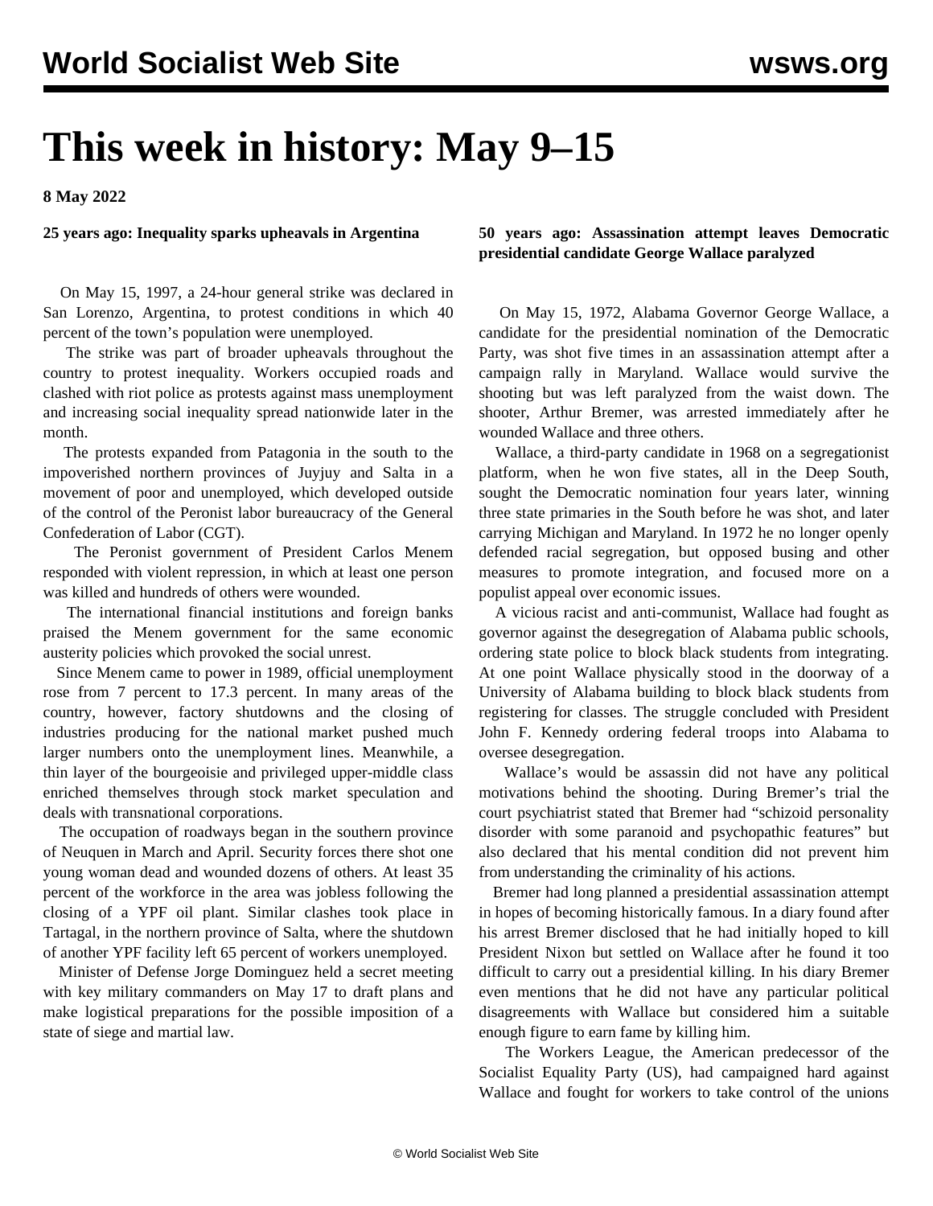# This week in history: May 9–15

**8 May 2022**

**25 years ago: Inequality sparks upheavals in Argentina**

On May 15, 1997, a 24-hour general strike was declared in San Lorenzo, Argentina, to protest conditions in which 40 percent of the town's population were unemployed.

The strike was part of broader upheavals throughout the country to protest inequality. Workers occupied roads and clashed with riot police as protests against mass unemployment and increasing social inequality spread nationwide later in the month.

The protests expanded from Patagonia in the south to the impoverished northern provinces of Juyjuy and Salta in a movement of poor and unemployed, which developed outside of the control of the Peronist labor bureaucracy of the General Confederation of Labor (CGT).

The Peronist government of President Carlos Menem responded with violent repression, in which at least one person was killed and hundreds of others were wounded.

The international financial institutions and foreign banks praised the Menem government for the same economic austerity policies which provoked the social unrest.

Since Menem came to power in 1989, official unemployment rose from 7 percent to 17.3 percent. In many areas of the country, however, factory shutdowns and the closing of industries producing for the national market pushed much larger numbers onto the unemployment lines. Meanwhile, a thin layer of the bourgeoisie and privileged upper-middle class enriched themselves through stock market speculation and deals with transnational corporations.

The occupation of roadways began in the southern province of Neuquen in March and April. Security forces there shot one young woman dead and wounded dozens of others. At least 35 percent of the workforce in the area was jobless following the closing of a YPF oil plant. Similar clashes took place in Tartagal, in the northern province of Salta, where the shutdown of another YPF facility left 65 percent of workers unemployed.

Minister of Defense Jorge Dominguez held a secret meeting with key military commanders on May 17 to draft plans and make logistical preparations for the possible imposition of a state of siege and martial law.

**50 years ago: Assassination attempt leaves Democratic presidential candidate George Wallace paralyzed**

On May 15, 1972, Alabama Governor George Wallace, a candidate for the presidential nomination of the Democratic Party, was shot five times in an assassination attempt after a campaign rally in Maryland. Wallace would survive the shooting but was left paralyzed from the waist down. The shooter, Arthur Bremer, was arrested immediately after he wounded Wallace and three others.

Wallace, a third-party candidate in 1968 on a segregationist platform, when he won five states, all in the Deep South, sought the Democratic nomination four years later, winning three state primaries in the South before he was shot, and later carrying Michigan and Maryland. In 1972 he no longer openly defended racial segregation, but opposed busing and other measures to promote integration, and focused more on a populist appeal over economic issues.

A vicious racist and anti-communist, Wallace had fought as governor against the desegregation of Alabama public schools, ordering state police to block black students from integrating. At one point Wallace physically stood in the doorway of a University of Alabama building to block black students from registering for classes. The struggle concluded with President John F. Kennedy ordering federal troops into Alabama to oversee desegregation.

Wallace's would be assassin did not have any political motivations behind the shooting. During Bremer's trial the court psychiatrist stated that Bremer had "schizoid personality disorder with some paranoid and psychopathic features" but also declared that his mental condition did not prevent him from understanding the criminality of his actions.

Bremer had long planned a presidential assassination attempt in hopes of becoming historically famous. In a diary found after his arrest Bremer disclosed that he had initially hoped to kill President Nixon but settled on Wallace after he found it too difficult to carry out a presidential killing. In his diary Bremer even mentions that he did not have any particular political disagreements with Wallace but considered him a suitable enough figure to earn fame by killing him.

The Workers League, the American predecessor of the Socialist Equality Party (US), had campaigned hard against Wallace and fought for workers to take control of the unions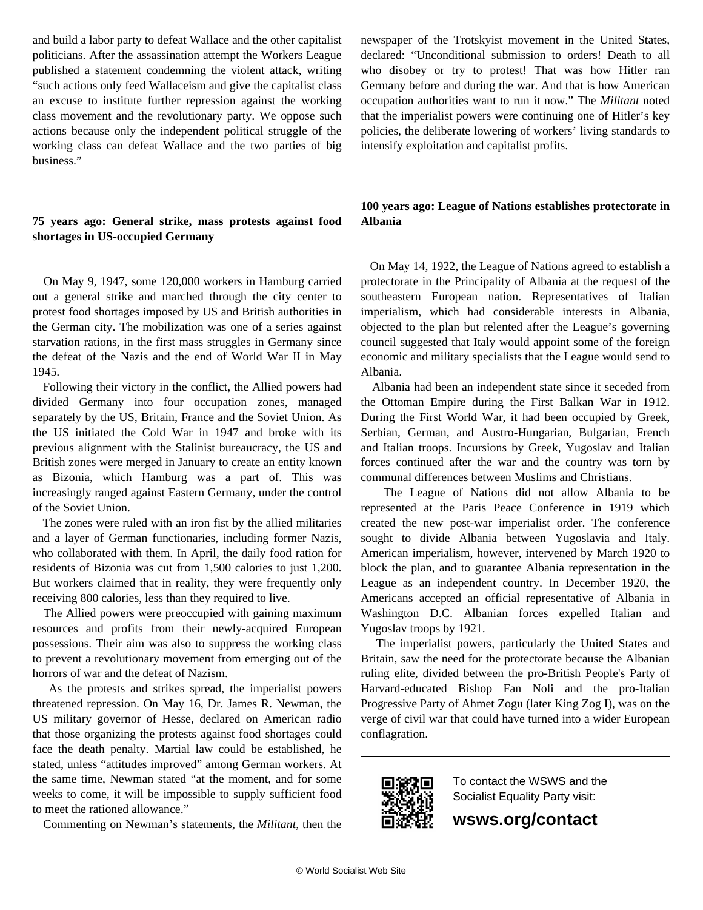and build a labor party to defeat Wallace and the other capitalist politicians. After the assassination attempt the Workers League published a statement condemning the violent attack, writing "such actions only feed Wallaceism and give the capitalist class an excuse to institute further repression against the working class movement and the revolutionary party. We oppose such actions because only the independent political struggle of the working class can defeat Wallace and the two parties of big business."

**75 years ago: General strike, mass protests against food shortages in US-occupied Germany**

On May 9, 1947, some 120,000 workers in Hamburg carried out a general strike and marched through the city center to protest food shortages imposed by US and British authorities in the German city. The mobilization was one of a series against starvation rations, in the first mass struggles in Germany since the defeat of the Nazis and the end of World War II in May 1945.

Following their victory in the conflict, the Allied powers had divided Germany into four occupation zones, managed separately by the US, Britain, France and the Soviet Union. As the US initiated the Cold War in 1947 and broke with its previous alignment with the Stalinist bureaucracy, the US and British zones were merged in January to create an entity known as Bizonia, which Hamburg was a part of. This was increasingly ranged against Eastern Germany, under the control of the Soviet Union.

The zones were ruled with an iron fist by the allied militaries and a layer of German functionaries, including former Nazis, who collaborated with them. In April, the daily food ration for residents of Bizonia was cut from 1,500 calories to just 1,200. But workers claimed that in reality, they were frequently only receiving 800 calories, less than they required to live.

The Allied powers were preoccupied with gaining maximum resources and profits from their newly-acquired European possessions. Their aim was also to suppress the working class to prevent a revolutionary movement from emerging out of the horrors of war and the defeat of Nazism.

As the protests and strikes spread, the imperialist powers threatened repression. On May 16, Dr. James R. Newman, the US military governor of Hesse, declared on American radio that those organizing the protests against food shortages could face the death penalty. Martial law could be established, he stated, unless "attitudes improved" among German workers. At the same time, Newman stated "at the moment, and for some weeks to come, it will be impossible to supply sufficient food to meet the rationed allowance."

Commenting on Newman's statements, the *Militant*, then the newspaper of the Trotskyist movement in the United States, declared: "Unconditional submission to orders! Death to all who disobey or try to protest! That was how Hitler ran Germany before and during the war. And that is how American occupation authorities want to run it now." The *Militant* noted that the imperialist powers were continuing one of Hitler's key policies, the deliberate lowering of workers' living standards to intensify exploitation and capitalist profits.

**100 years ago: League of Nations establishes protectorate in Albania**

On May 14, 1922, the League of Nations agreed to establish a protectorate in the Principality of Albania at the request of the southeastern European nation. Representatives of Italian imperialism, which had considerable interests in Albania, objected to the plan but relented after the League's governing council suggested that Italy would appoint some of the foreign economic and military specialists that the League would send to Albania.

Albania had been an independent state since it seceded from the Ottoman Empire during the First Balkan War in 1912. During the First World War, it had been occupied by Greek, Serbian, German, and Austro-Hungarian, Bulgarian, French and Italian troops. Incursions by Greek, Yugoslav and Italian forces continued after the war and the country was torn by communal differences between Muslims and Christians.

The League of Nations did not allow Albania to be represented at the Paris Peace Conference in 1919 which created the new post-war imperialist order. The conference sought to divide Albania between Yugoslavia and Italy. American imperialism, however, intervened by March 1920 to block the plan, and to guarantee Albania representation in the League as an independent country. In December 1920, the Americans accepted an official representative of Albania in Washington D.C. Albanian forces expelled Italian and Yugoslav troops by 1921.

The imperialist powers, particularly the United States and Britain, saw the need for the protectorate because the Albanian ruling elite, divided between the pro-British People's Party of Harvard-educated Bishop Fan Noli and the pro-Italian Progressive Party of Ahmet Zogu (later King Zog I), was on the verge of civil war that could have turned into a wider European conflagration.

To contact the WSWS and the Socialist Equality Party visit:

**wsws.org/contact**